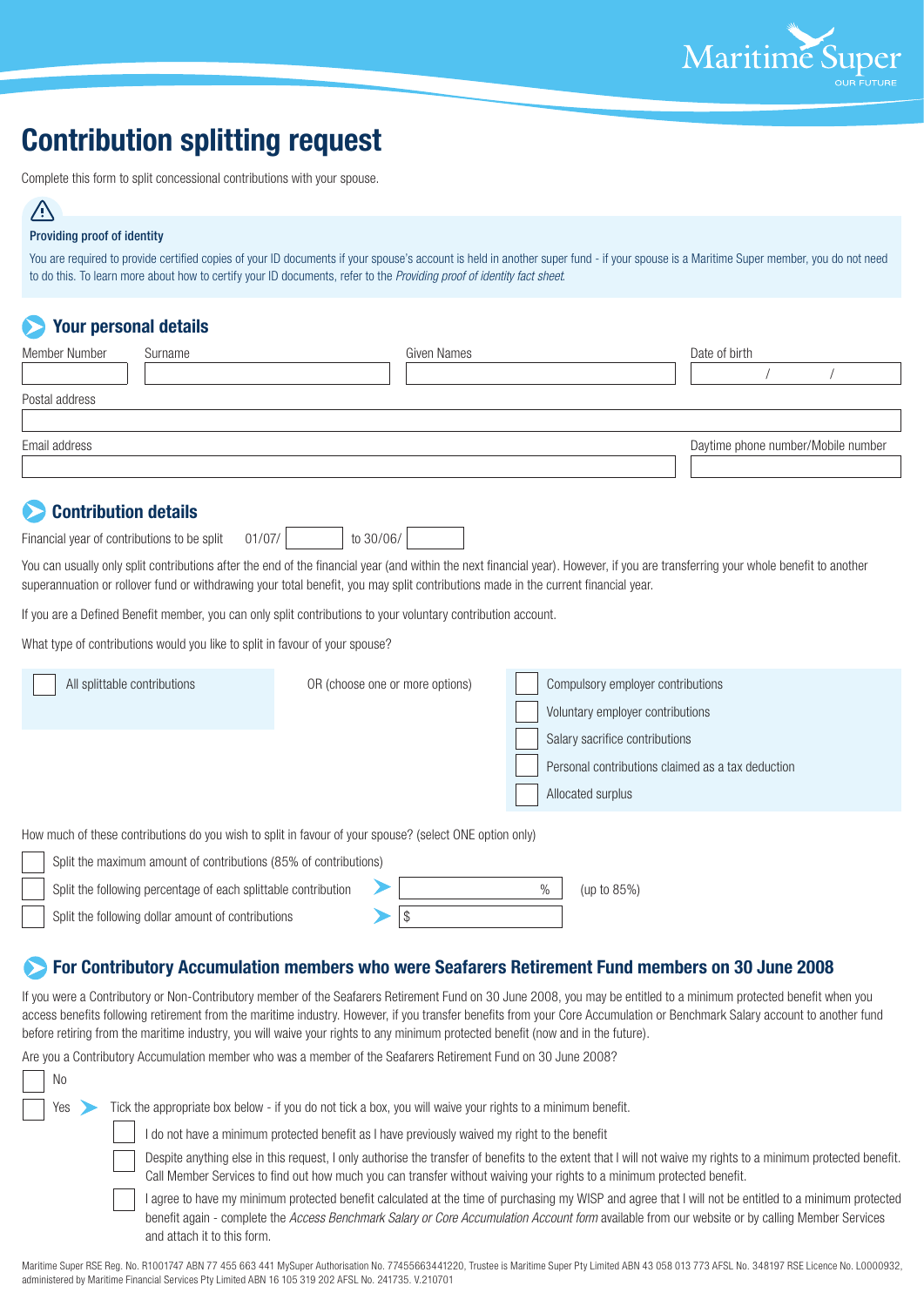# Contribution splitting request

Complete this form to split concessional contributions with your spouse.

**Providing proof of identity**

You are required to provide certified copies of your ID documents if your spouse's account is held in another super fund - if your spouse is a Maritime Super member, you do not need to do this. To learn more about how to certify your ID documents, refer to the *Providing proof of identity fact sheet*.

## Your personal details

| Member Number | Surname | Given Names | Date of birth |
|---|---|---|---|
| | | | / / |

Postal address

Email address

Daytime phone number/Mobile number

## Contribution details

Financial year of contributions to be split 01/07/ ______ to 30/06/ ______

You can usually only split contributions after the end of the financial year (and within the next financial year). However, if you are transferring your whole benefit to another superannuation or rollover fund or withdrawing your total benefit, you may split contributions made in the current financial year.

If you are a Defined Benefit member, you can only split contributions to your voluntary contribution account.

What type of contributions would you like to split in favour of your spouse?

- ☐ All splittable contributions

OR (choose one or more options)

- ☐ Compulsory employer contributions
- ☐ Voluntary employer contributions
- ☐ Salary sacrifice contributions
- ☐ Personal contributions claimed as a tax deduction
- ☐ Allocated surplus

How much of these contributions do you wish to split in favour of your spouse? (select ONE option only)

- ☐ Split the maximum amount of contributions (85% of contributions)
- ☐ Split the following percentage of each splittable contribution ______ % (up to 85%)
- ☐ Split the following dollar amount of contributions $ ______

## For Contributory Accumulation members who were Seafarers Retirement Fund members on 30 June 2008

If you were a Contributory or Non-Contributory member of the Seafarers Retirement Fund on 30 June 2008, you may be entitled to a minimum protected benefit when you access benefits following retirement from the maritime industry. However, if you transfer benefits from your Core Accumulation or Benchmark Salary account to another fund before retiring from the maritime industry, you will waive your rights to any minimum protected benefit (now and in the future).

Are you a Contributory Accumulation member who was a member of the Seafarers Retirement Fund on 30 June 2008?

- ☐ No
- ☐ Yes ➤ Tick the appropriate box below - if you do not tick a box, you will waive your rights to a minimum benefit.
  - ☐ I do not have a minimum protected benefit as I have previously waived my right to the benefit
  - ☐ Despite anything else in this request, I only authorise the transfer of benefits to the extent that I will not waive my rights to a minimum protected benefit. Call Member Services to find out how much you can transfer without waiving your rights to a minimum protected benefit.
  - ☐ I agree to have my minimum protected benefit calculated at the time of purchasing my WISP and agree that I will not be entitled to a minimum protected benefit again - complete the *Access Benchmark Salary or Core Accumulation Account form* available from our website or by calling Member Services and attach it to this form.

Maritime Super RSE Reg. No. R1001747 ABN 77 455 663 441 MySuper Authorisation No. 77455663441220, Trustee is Maritime Super Pty Limited ABN 43 058 013 773 AFSL No. 348197 RSE Licence No. L0000932, administered by Maritime Financial Services Pty Limited ABN 16 105 319 202 AFSL No. 241735. V.210701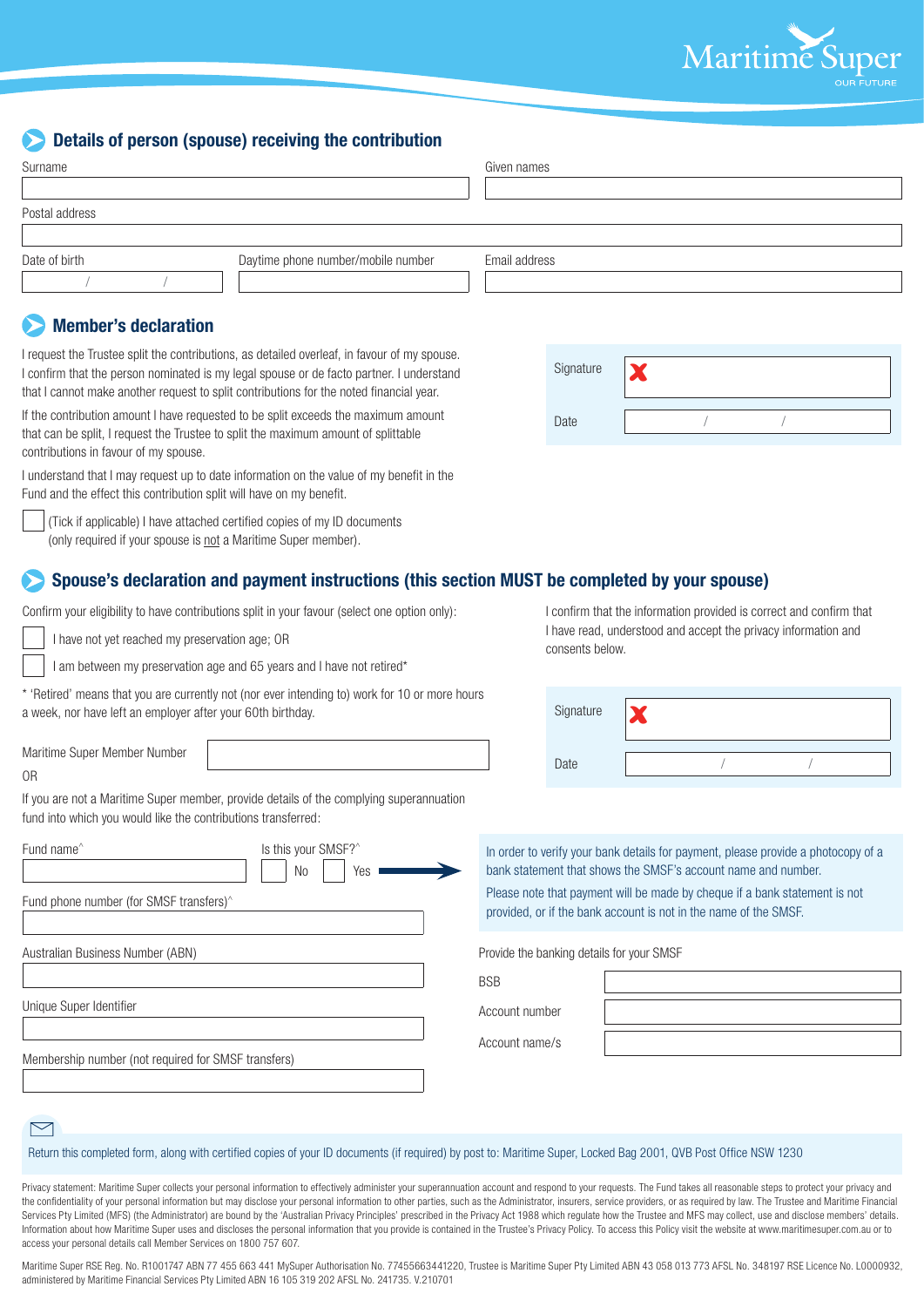Maritime Super
OUR FUTURE

## Details of person (spouse) receiving the contribution

Surname

Given names

Postal address

Date of birth / /

Daytime phone number/mobile number

Email address

## Member's declaration

I request the Trustee split the contributions, as detailed overleaf, in favour of my spouse. I confirm that the person nominated is my legal spouse or de facto partner. I understand that I cannot make another request to split contributions for the noted financial year.

If the contribution amount I have requested to be split exceeds the maximum amount that can be split, I request the Trustee to split the maximum amount of splittable contributions in favour of my spouse.

I understand that I may request up to date information on the value of my benefit in the Fund and the effect this contribution split will have on my benefit.

☐ (Tick if applicable) I have attached certified copies of my ID documents (only required if your spouse is not a Maritime Super member).

Signature ✗

Date / /

## Spouse's declaration and payment instructions (this section MUST be completed by your spouse)

Confirm your eligibility to have contributions split in your favour (select one option only):

☐ I have not yet reached my preservation age; OR

☐ I am between my preservation age and 65 years and I have not retired*

* 'Retired' means that you are currently not (nor ever intending to) work for 10 or more hours a week, nor have left an employer after your 60th birthday.

I confirm that the information provided is correct and confirm that I have read, understood and accept the privacy information and consents below.

Signature ✗

Date / /

Maritime Super Member Number

OR

If you are not a Maritime Super member, provide details of the complying superannuation fund into which you would like the contributions transferred:

Fund name^

Is this your SMSF?^ ☐ No ☐ Yes

In order to verify your bank details for payment, please provide a photocopy of a bank statement that shows the SMSF's account name and number.

Please note that payment will be made by cheque if a bank statement is not provided, or if the bank account is not in the name of the SMSF.

Fund phone number (for SMSF transfers)^

Australian Business Number (ABN)

Unique Super Identifier

Membership number (not required for SMSF transfers)

Provide the banking details for your SMSF

BSB

Account number

Account name/s

Return this completed form, along with certified copies of your ID documents (if required) by post to: Maritime Super, Locked Bag 2001, QVB Post Office NSW 1230

Privacy statement: Maritime Super collects your personal information to effectively administer your superannuation account and respond to your requests. The Fund takes all reasonable steps to protect your privacy and the confidentiality of your personal information but may disclose your personal information to other parties, such as the Administrator, insurers, service providers, or as required by law. The Trustee and Maritime Financial Services Pty Limited (MFS) (the Administrator) are bound by the 'Australian Privacy Principles' prescribed in the Privacy Act 1988 which regulate how the Trustee and MFS may collect, use and disclose members' details. Information about how Maritime Super uses and discloses the personal information that you provide is contained in the Trustee's Privacy Policy. To access this Policy visit the website at www.maritimesuper.com.au or to access your personal details call Member Services on 1800 757 607.

Maritime Super RSE Reg. No. R1001747 ABN 77 455 663 441 MySuper Authorisation No. 77455663441220, Trustee is Maritime Super Pty Limited ABN 43 058 013 773 AFSL No. 348197 RSE Licence No. L0000932, administered by Maritime Financial Services Pty Limited ABN 16 105 319 202 AFSL No. 241735. V.210701